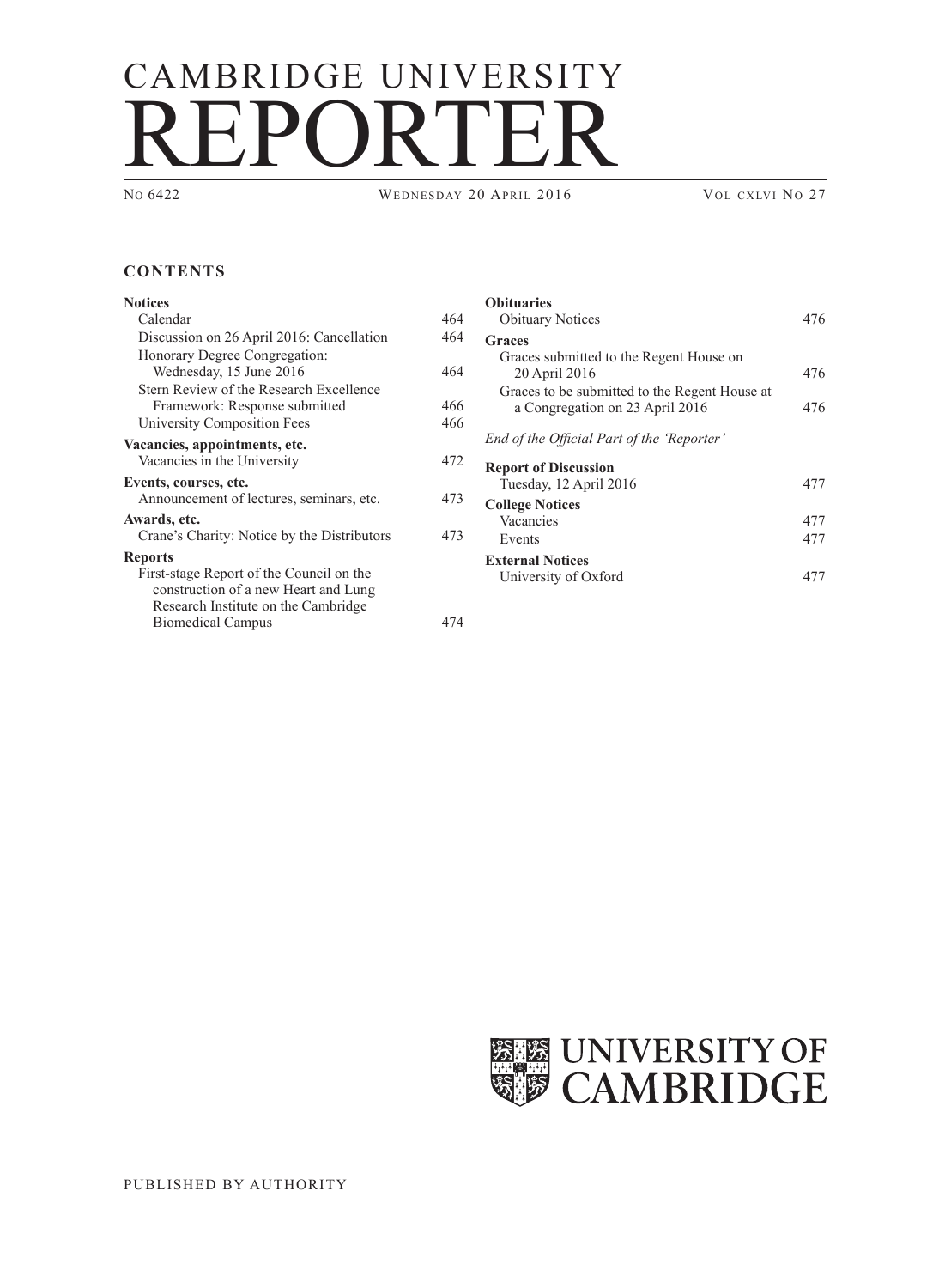# CAMBRIDGE UNIVERSITY REPORTER

No 6422 | Wednesday 20 April 2016 | Vol cxlvi No 27

## CONTENTS

**Notices**
- Calendar 464
- Discussion on 26 April 2016: Cancellation 464
- Honorary Degree Congregation: Wednesday, 15 June 2016 464
- Stern Review of the Research Excellence Framework: Response submitted 466
- University Composition Fees 466

**Vacancies, appointments, etc.**
- Vacancies in the University 472

**Events, courses, etc.**
- Announcement of lectures, seminars, etc. 473

**Awards, etc.**
- Crane's Charity: Notice by the Distributors 473

**Reports**
- First-stage Report of the Council on the construction of a new Heart and Lung Research Institute on the Cambridge Biomedical Campus 474

**Obituaries**
- Obituary Notices 476

**Graces**
- Graces submitted to the Regent House on 20 April 2016 476
- Graces to be submitted to the Regent House at a Congregation on 23 April 2016 476

*End of the Official Part of the 'Reporter'*

**Report of Discussion**
- Tuesday, 12 April 2016 477

**College Notices**
- Vacancies 477
- Events 477

**External Notices**
- University of Oxford 477

UNIVERSITY OF CAMBRIDGE

PUBLISHED BY AUTHORITY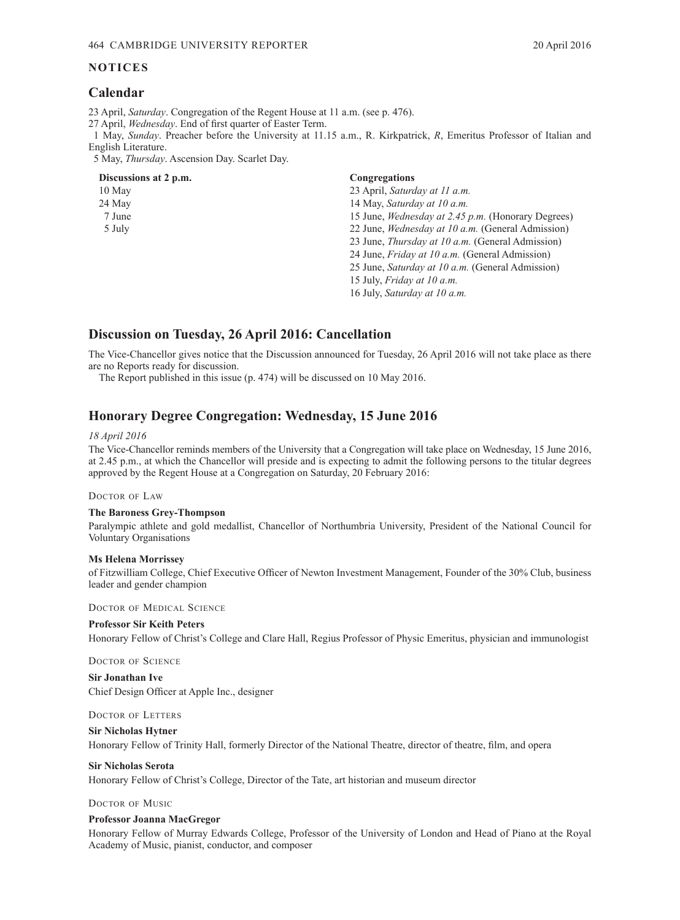## NOTICES

## Calendar

23 April, *Saturday*. Congregation of the Regent House at 11 a.m. (see p. 476).
27 April, *Wednesday*. End of first quarter of Easter Term.
1 May, *Sunday*. Preacher before the University at 11.15 a.m., R. Kirkpatrick, *R*, Emeritus Professor of Italian and English Literature.
5 May, *Thursday*. Ascension Day. Scarlet Day.

**Discussions at 2 p.m.**
10 May
24 May
7 June
5 July

**Congregations**
23 April, *Saturday at 11 a.m.*
14 May, *Saturday at 10 a.m.*
15 June, *Wednesday at 2.45 p.m.* (Honorary Degrees)
22 June, *Wednesday at 10 a.m.* (General Admission)
23 June, *Thursday at 10 a.m.* (General Admission)
24 June, *Friday at 10 a.m.* (General Admission)
25 June, *Saturday at 10 a.m.* (General Admission)
15 July, *Friday at 10 a.m.*
16 July, *Saturday at 10 a.m.*

## Discussion on Tuesday, 26 April 2016: Cancellation

The Vice-Chancellor gives notice that the Discussion announced for Tuesday, 26 April 2016 will not take place as there are no Reports ready for discussion.

The Report published in this issue (p. 474) will be discussed on 10 May 2016.

## Honorary Degree Congregation: Wednesday, 15 June 2016

*18 April 2016*

The Vice-Chancellor reminds members of the University that a Congregation will take place on Wednesday, 15 June 2016, at 2.45 p.m., at which the Chancellor will preside and is expecting to admit the following persons to the titular degrees approved by the Regent House at a Congregation on Saturday, 20 February 2016:

Doctor of Law

**The Baroness Grey-Thompson**
Paralympic athlete and gold medallist, Chancellor of Northumbria University, President of the National Council for Voluntary Organisations

**Ms Helena Morrissey**
of Fitzwilliam College, Chief Executive Officer of Newton Investment Management, Founder of the 30% Club, business leader and gender champion

Doctor of Medical Science

**Professor Sir Keith Peters**
Honorary Fellow of Christ's College and Clare Hall, Regius Professor of Physic Emeritus, physician and immunologist

Doctor of Science

**Sir Jonathan Ive**
Chief Design Officer at Apple Inc., designer

Doctor of Letters

**Sir Nicholas Hytner**
Honorary Fellow of Trinity Hall, formerly Director of the National Theatre, director of theatre, film, and opera

**Sir Nicholas Serota**
Honorary Fellow of Christ's College, Director of the Tate, art historian and museum director

Doctor of Music

**Professor Joanna MacGregor**
Honorary Fellow of Murray Edwards College, Professor of the University of London and Head of Piano at the Royal Academy of Music, pianist, conductor, and composer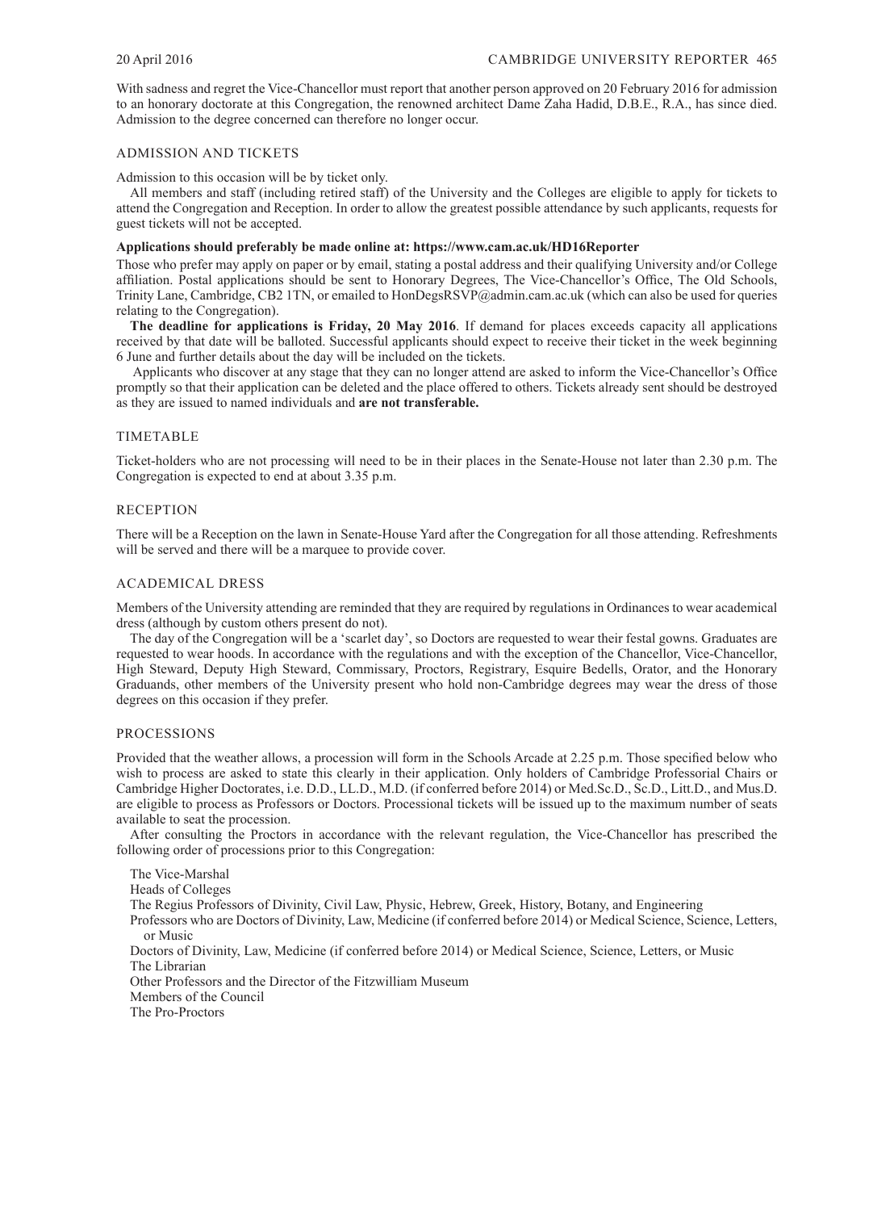With sadness and regret the Vice-Chancellor must report that another person approved on 20 February 2016 for admission to an honorary doctorate at this Congregation, the renowned architect Dame Zaha Hadid, D.B.E., R.A., has since died. Admission to the degree concerned can therefore no longer occur.

## ADMISSION AND TICKETS

Admission to this occasion will be by ticket only.

All members and staff (including retired staff) of the University and the Colleges are eligible to apply for tickets to attend the Congregation and Reception. In order to allow the greatest possible attendance by such applicants, requests for guest tickets will not be accepted.

**Applications should preferably be made online at: https://www.cam.ac.uk/HD16Reporter**

Those who prefer may apply on paper or by email, stating a postal address and their qualifying University and/or College affiliation. Postal applications should be sent to Honorary Degrees, The Vice-Chancellor's Office, The Old Schools, Trinity Lane, Cambridge, CB2 1TN, or emailed to HonDegsRSVP@admin.cam.ac.uk (which can also be used for queries relating to the Congregation).

**The deadline for applications is Friday, 20 May 2016**. If demand for places exceeds capacity all applications received by that date will be balloted. Successful applicants should expect to receive their ticket in the week beginning 6 June and further details about the day will be included on the tickets.

Applicants who discover at any stage that they can no longer attend are asked to inform the Vice-Chancellor's Office promptly so that their application can be deleted and the place offered to others. Tickets already sent should be destroyed as they are issued to named individuals and **are not transferable.**

## TIMETABLE

Ticket-holders who are not processing will need to be in their places in the Senate-House not later than 2.30 p.m. The Congregation is expected to end at about 3.35 p.m.

## RECEPTION

There will be a Reception on the lawn in Senate-House Yard after the Congregation for all those attending. Refreshments will be served and there will be a marquee to provide cover.

## ACADEMICAL DRESS

Members of the University attending are reminded that they are required by regulations in Ordinances to wear academical dress (although by custom others present do not).

The day of the Congregation will be a 'scarlet day', so Doctors are requested to wear their festal gowns. Graduates are requested to wear hoods. In accordance with the regulations and with the exception of the Chancellor, Vice-Chancellor, High Steward, Deputy High Steward, Commissary, Proctors, Registrary, Esquire Bedells, Orator, and the Honorary Graduands, other members of the University present who hold non-Cambridge degrees may wear the dress of those degrees on this occasion if they prefer.

## PROCESSIONS

Provided that the weather allows, a procession will form in the Schools Arcade at 2.25 p.m. Those specified below who wish to process are asked to state this clearly in their application. Only holders of Cambridge Professorial Chairs or Cambridge Higher Doctorates, i.e. D.D., LL.D., M.D. (if conferred before 2014) or Med.Sc.D., Sc.D., Litt.D., and Mus.D. are eligible to process as Professors or Doctors. Processional tickets will be issued up to the maximum number of seats available to seat the procession.

After consulting the Proctors in accordance with the relevant regulation, the Vice-Chancellor has prescribed the following order of processions prior to this Congregation:

The Vice-Marshal
Heads of Colleges
The Regius Professors of Divinity, Civil Law, Physic, Hebrew, Greek, History, Botany, and Engineering
Professors who are Doctors of Divinity, Law, Medicine (if conferred before 2014) or Medical Science, Science, Letters, or Music
Doctors of Divinity, Law, Medicine (if conferred before 2014) or Medical Science, Science, Letters, or Music
The Librarian
Other Professors and the Director of the Fitzwilliam Museum
Members of the Council
The Pro-Proctors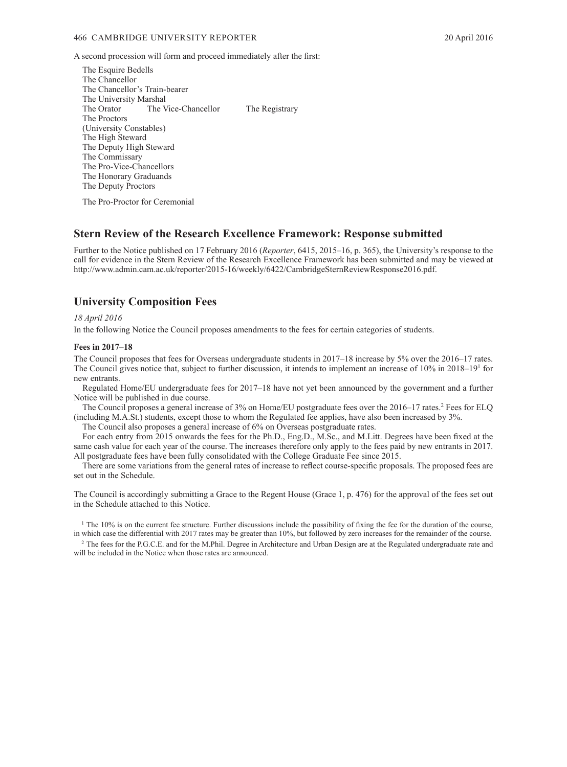A second procession will form and proceed immediately after the first:

The Esquire Bedells
The Chancellor
The Chancellor's Train-bearer
The University Marshal
The Orator    The Vice-Chancellor    The Registrary
The Proctors
(University Constables)
The High Steward
The Deputy High Steward
The Commissary
The Pro-Vice-Chancellors
The Honorary Graduands
The Deputy Proctors

The Pro-Proctor for Ceremonial

## Stern Review of the Research Excellence Framework: Response submitted

Further to the Notice published on 17 February 2016 (*Reporter*, 6415, 2015–16, p. 365), the University's response to the call for evidence in the Stern Review of the Research Excellence Framework has been submitted and may be viewed at http://www.admin.cam.ac.uk/reporter/2015-16/weekly/6422/CambridgeSternReviewResponse2016.pdf.

## University Composition Fees

*18 April 2016*

In the following Notice the Council proposes amendments to the fees for certain categories of students.

### Fees in 2017–18

The Council proposes that fees for Overseas undergraduate students in 2017–18 increase by 5% over the 2016–17 rates. The Council gives notice that, subject to further discussion, it intends to implement an increase of 10% in 2018–19[1] for new entrants.

Regulated Home/EU undergraduate fees for 2017–18 have not yet been announced by the government and a further Notice will be published in due course.

The Council proposes a general increase of 3% on Home/EU postgraduate fees over the 2016–17 rates.[2] Fees for ELQ (including M.A.St.) students, except those to whom the Regulated fee applies, have also been increased by 3%.

The Council also proposes a general increase of 6% on Overseas postgraduate rates.

For each entry from 2015 onwards the fees for the Ph.D., Eng.D., M.Sc., and M.Litt. Degrees have been fixed at the same cash value for each year of the course. The increases therefore only apply to the fees paid by new entrants in 2017. All postgraduate fees have been fully consolidated with the College Graduate Fee since 2015.

There are some variations from the general rates of increase to reflect course-specific proposals. The proposed fees are set out in the Schedule.

The Council is accordingly submitting a Grace to the Regent House (Grace 1, p. 476) for the approval of the fees set out in the Schedule attached to this Notice.

[1] The 10% is on the current fee structure. Further discussions include the possibility of fixing the fee for the duration of the course, in which case the differential with 2017 rates may be greater than 10%, but followed by zero increases for the remainder of the course.

[2] The fees for the P.G.C.E. and for the M.Phil. Degree in Architecture and Urban Design are at the Regulated undergraduate rate and will be included in the Notice when those rates are announced.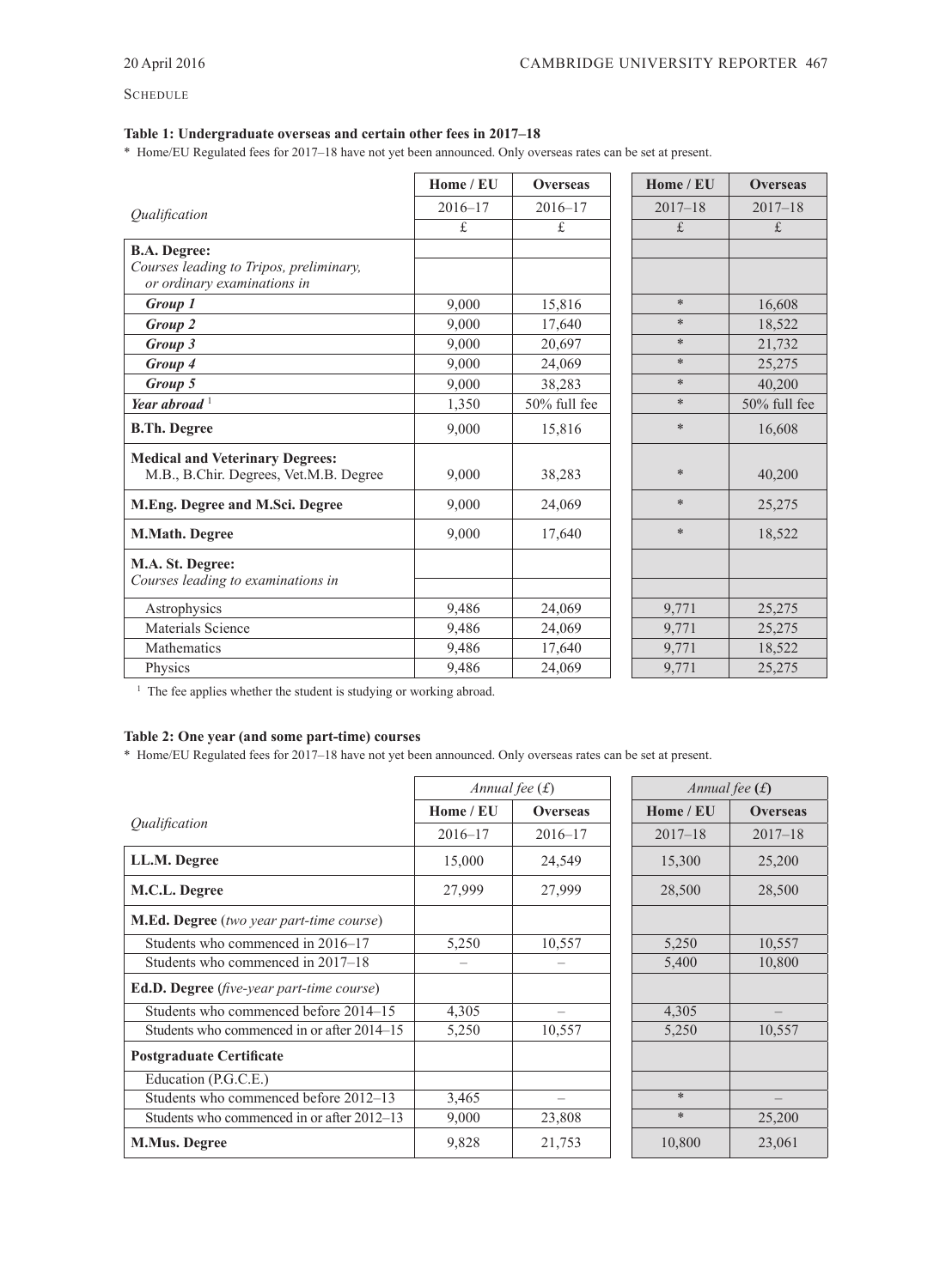SCHEDULE

### Table 1: Undergraduate overseas and certain other fees in 2017–18

\* Home/EU Regulated fees for 2017–18 have not yet been announced. Only overseas rates can be set at present.

| *Qualification* | Home / EU | Overseas | Home / EU | Overseas |
|---|---|---|---|---|
| | 2016–17 | 2016–17 | 2017–18 | 2017–18 |
| | £ | £ | £ | £ |
| **B.A. Degree:** | | | | |
| *Courses leading to Tripos, preliminary, or ordinary examinations in* | | | | |
| ***Group 1*** | 9,000 | 15,816 | * | 16,608 |
| ***Group 2*** | 9,000 | 17,640 | * | 18,522 |
| ***Group 3*** | 9,000 | 20,697 | * | 21,732 |
| ***Group 4*** | 9,000 | 24,069 | * | 25,275 |
| ***Group 5*** | 9,000 | 38,283 | * | 40,200 |
| ***Year abroad*** [1] | 1,350 | 50% full fee | * | 50% full fee |
| **B.Th. Degree** | 9,000 | 15,816 | * | 16,608 |
| **Medical and Veterinary Degrees:** M.B., B.Chir. Degrees, Vet.M.B. Degree | 9,000 | 38,283 | * | 40,200 |
| **M.Eng. Degree and M.Sci. Degree** | 9,000 | 24,069 | * | 25,275 |
| **M.Math. Degree** | 9,000 | 17,640 | * | 18,522 |
| **M.A. St. Degree:** *Courses leading to examinations in* | | | | |
| Astrophysics | 9,486 | 24,069 | 9,771 | 25,275 |
| Materials Science | 9,486 | 24,069 | 9,771 | 25,275 |
| Mathematics | 9,486 | 17,640 | 9,771 | 18,522 |
| Physics | 9,486 | 24,069 | 9,771 | 25,275 |

[1] The fee applies whether the student is studying or working abroad.

### Table 2: One year (and some part-time) courses

\* Home/EU Regulated fees for 2017–18 have not yet been announced. Only overseas rates can be set at present.

| *Qualification* | *Annual fee (£)* | | *Annual fee (£)* | |
|---|---|---|---|---|
| | Home / EU | Overseas | Home / EU | Overseas |
| | 2016–17 | 2016–17 | 2017–18 | 2017–18 |
| **LL.M. Degree** | 15,000 | 24,549 | 15,300 | 25,200 |
| **M.C.L. Degree** | 27,999 | 27,999 | 28,500 | 28,500 |
| **M.Ed. Degree** (*two year part-time course*) | | | | |
| Students who commenced in 2016–17 | 5,250 | 10,557 | 5,250 | 10,557 |
| Students who commenced in 2017–18 | – | – | 5,400 | 10,800 |
| **Ed.D. Degree** (*five-year part-time course*) | | | | |
| Students who commenced before 2014–15 | 4,305 | – | 4,305 | – |
| Students who commenced in or after 2014–15 | 5,250 | 10,557 | 5,250 | 10,557 |
| **Postgraduate Certificate** | | | | |
| Education (P.G.C.E.) | | | | |
| Students who commenced before 2012–13 | 3,465 | – | * | – |
| Students who commenced in or after 2012–13 | 9,000 | 23,808 | * | 25,200 |
| **M.Mus. Degree** | 9,828 | 21,753 | 10,800 | 23,061 |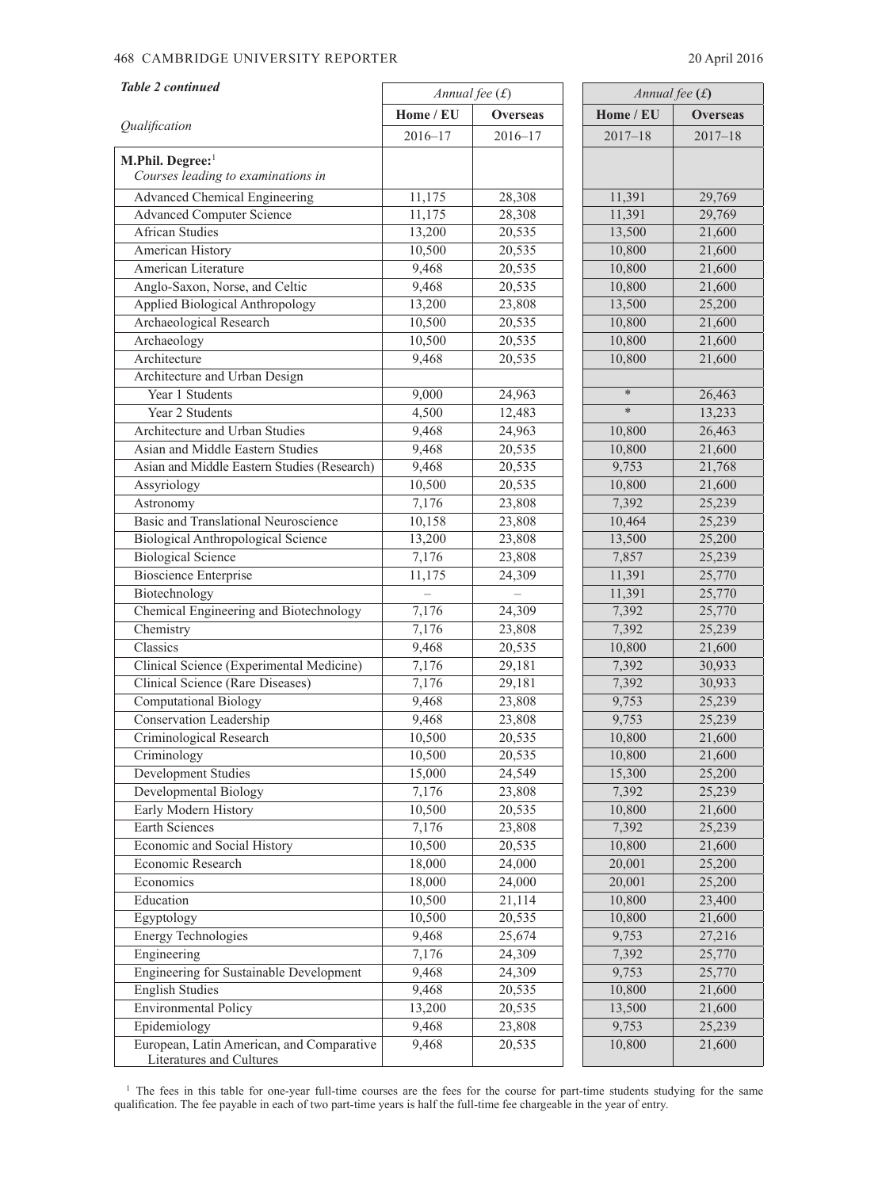| *Table 2 continued* | *Annual fee (£)* | | *Annual fee (£)* | |
|---|---|---|---|---|
| *Qualification* | **Home / EU** | **Overseas** | **Home / EU** | **Overseas** |
| | 2016–17 | 2016–17 | 2017–18 | 2017–18 |
| **M.Phil. Degree:**[1] *Courses leading to examinations in* | | | | |
| Advanced Chemical Engineering | 11,175 | 28,308 | 11,391 | 29,769 |
| Advanced Computer Science | 11,175 | 28,308 | 11,391 | 29,769 |
| African Studies | 13,200 | 20,535 | 13,500 | 21,600 |
| American History | 10,500 | 20,535 | 10,800 | 21,600 |
| American Literature | 9,468 | 20,535 | 10,800 | 21,600 |
| Anglo-Saxon, Norse, and Celtic | 9,468 | 20,535 | 10,800 | 21,600 |
| Applied Biological Anthropology | 13,200 | 23,808 | 13,500 | 25,200 |
| Archaeological Research | 10,500 | 20,535 | 10,800 | 21,600 |
| Archaeology | 10,500 | 20,535 | 10,800 | 21,600 |
| Architecture | 9,468 | 20,535 | 10,800 | 21,600 |
| Architecture and Urban Design | | | | |
| Year 1 Students | 9,000 | 24,963 | * | 26,463 |
| Year 2 Students | 4,500 | 12,483 | * | 13,233 |
| Architecture and Urban Studies | 9,468 | 24,963 | 10,800 | 26,463 |
| Asian and Middle Eastern Studies | 9,468 | 20,535 | 10,800 | 21,600 |
| Asian and Middle Eastern Studies (Research) | 9,468 | 20,535 | 9,753 | 21,768 |
| Assyriology | 10,500 | 20,535 | 10,800 | 21,600 |
| Astronomy | 7,176 | 23,808 | 7,392 | 25,239 |
| Basic and Translational Neuroscience | 10,158 | 23,808 | 10,464 | 25,239 |
| Biological Anthropological Science | 13,200 | 23,808 | 13,500 | 25,200 |
| Biological Science | 7,176 | 23,808 | 7,857 | 25,239 |
| Bioscience Enterprise | 11,175 | 24,309 | 11,391 | 25,770 |
| Biotechnology | – | – | 11,391 | 25,770 |
| Chemical Engineering and Biotechnology | 7,176 | 24,309 | 7,392 | 25,770 |
| Chemistry | 7,176 | 23,808 | 7,392 | 25,239 |
| Classics | 9,468 | 20,535 | 10,800 | 21,600 |
| Clinical Science (Experimental Medicine) | 7,176 | 29,181 | 7,392 | 30,933 |
| Clinical Science (Rare Diseases) | 7,176 | 29,181 | 7,392 | 30,933 |
| Computational Biology | 9,468 | 23,808 | 9,753 | 25,239 |
| Conservation Leadership | 9,468 | 23,808 | 9,753 | 25,239 |
| Criminological Research | 10,500 | 20,535 | 10,800 | 21,600 |
| Criminology | 10,500 | 20,535 | 10,800 | 21,600 |
| Development Studies | 15,000 | 24,549 | 15,300 | 25,200 |
| Developmental Biology | 7,176 | 23,808 | 7,392 | 25,239 |
| Early Modern History | 10,500 | 20,535 | 10,800 | 21,600 |
| Earth Sciences | 7,176 | 23,808 | 7,392 | 25,239 |
| Economic and Social History | 10,500 | 20,535 | 10,800 | 21,600 |
| Economic Research | 18,000 | 24,000 | 20,001 | 25,200 |
| Economics | 18,000 | 24,000 | 20,001 | 25,200 |
| Education | 10,500 | 21,114 | 10,800 | 23,400 |
| Egyptology | 10,500 | 20,535 | 10,800 | 21,600 |
| Energy Technologies | 9,468 | 25,674 | 9,753 | 27,216 |
| Engineering | 7,176 | 24,309 | 7,392 | 25,770 |
| Engineering for Sustainable Development | 9,468 | 24,309 | 9,753 | 25,770 |
| English Studies | 9,468 | 20,535 | 10,800 | 21,600 |
| Environmental Policy | 13,200 | 20,535 | 13,500 | 21,600 |
| Epidemiology | 9,468 | 23,808 | 9,753 | 25,239 |
| European, Latin American, and Comparative Literatures and Cultures | 9,468 | 20,535 | 10,800 | 21,600 |

[1] The fees in this table for one-year full-time courses are the fees for the course for part-time students studying for the same qualification. The fee payable in each of two part-time years is half the full-time fee chargeable in the year of entry.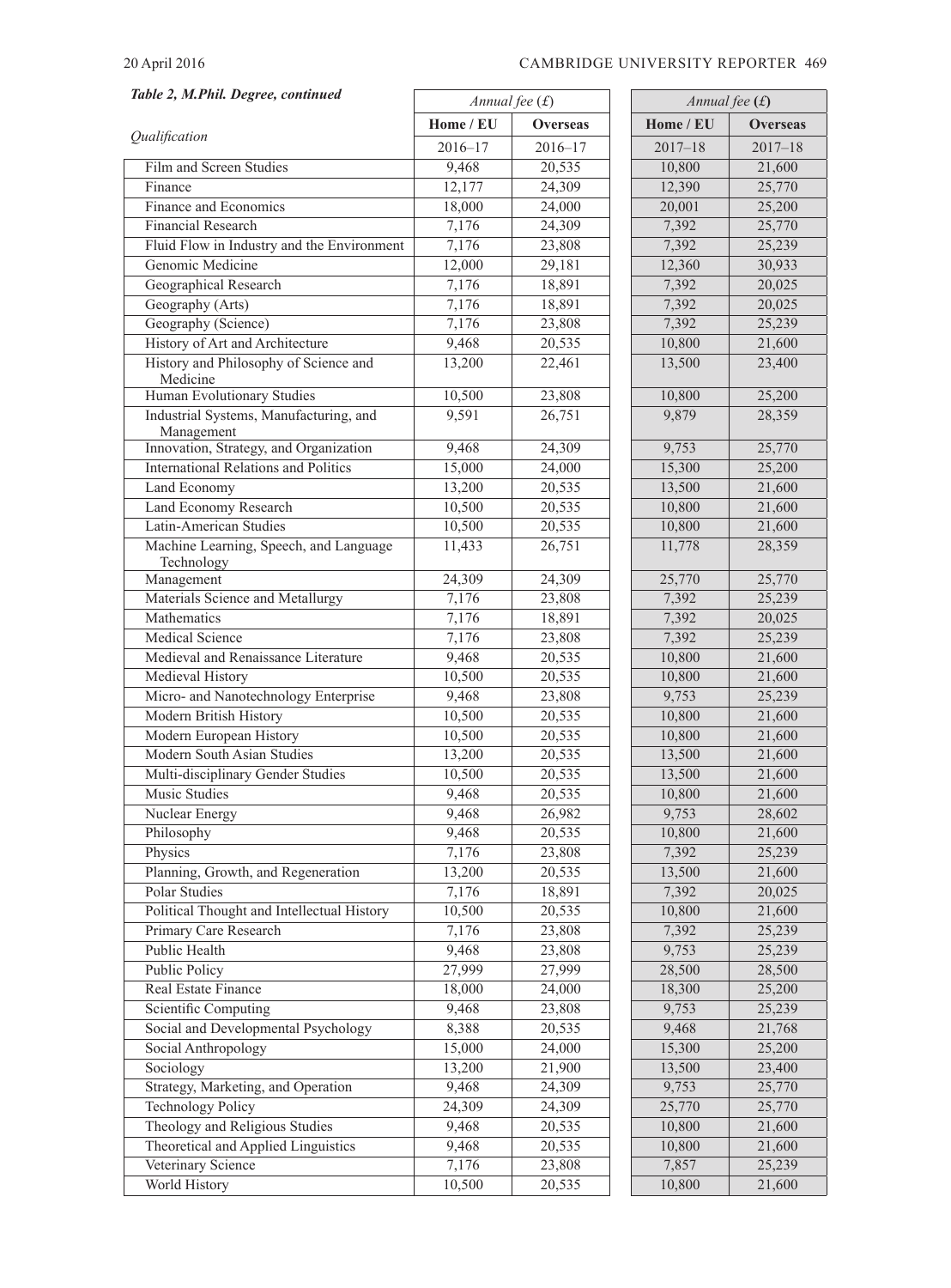***Table 2, M.Phil. Degree, continued***

| Qualification | *Annual fee (£)* | | *Annual fee (£)* | |
|---|---|---|---|---|
| | **Home / EU** | **Overseas** | **Home / EU** | **Overseas** |
| | 2016–17 | 2016–17 | 2017–18 | 2017–18 |
| Film and Screen Studies | 9,468 | 20,535 | 10,800 | 21,600 |
| Finance | 12,177 | 24,309 | 12,390 | 25,770 |
| Finance and Economics | 18,000 | 24,000 | 20,001 | 25,200 |
| Financial Research | 7,176 | 24,309 | 7,392 | 25,770 |
| Fluid Flow in Industry and the Environment | 7,176 | 23,808 | 7,392 | 25,239 |
| Genomic Medicine | 12,000 | 29,181 | 12,360 | 30,933 |
| Geographical Research | 7,176 | 18,891 | 7,392 | 20,025 |
| Geography (Arts) | 7,176 | 18,891 | 7,392 | 20,025 |
| Geography (Science) | 7,176 | 23,808 | 7,392 | 25,239 |
| History of Art and Architecture | 9,468 | 20,535 | 10,800 | 21,600 |
| History and Philosophy of Science and Medicine | 13,200 | 22,461 | 13,500 | 23,400 |
| Human Evolutionary Studies | 10,500 | 23,808 | 10,800 | 25,200 |
| Industrial Systems, Manufacturing, and Management | 9,591 | 26,751 | 9,879 | 28,359 |
| Innovation, Strategy, and Organization | 9,468 | 24,309 | 9,753 | 25,770 |
| International Relations and Politics | 15,000 | 24,000 | 15,300 | 25,200 |
| Land Economy | 13,200 | 20,535 | 13,500 | 21,600 |
| Land Economy Research | 10,500 | 20,535 | 10,800 | 21,600 |
| Latin-American Studies | 10,500 | 20,535 | 10,800 | 21,600 |
| Machine Learning, Speech, and Language Technology | 11,433 | 26,751 | 11,778 | 28,359 |
| Management | 24,309 | 24,309 | 25,770 | 25,770 |
| Materials Science and Metallurgy | 7,176 | 23,808 | 7,392 | 25,239 |
| Mathematics | 7,176 | 18,891 | 7,392 | 20,025 |
| Medical Science | 7,176 | 23,808 | 7,392 | 25,239 |
| Medieval and Renaissance Literature | 9,468 | 20,535 | 10,800 | 21,600 |
| Medieval History | 10,500 | 20,535 | 10,800 | 21,600 |
| Micro- and Nanotechnology Enterprise | 9,468 | 23,808 | 9,753 | 25,239 |
| Modern British History | 10,500 | 20,535 | 10,800 | 21,600 |
| Modern European History | 10,500 | 20,535 | 10,800 | 21,600 |
| Modern South Asian Studies | 13,200 | 20,535 | 13,500 | 21,600 |
| Multi-disciplinary Gender Studies | 10,500 | 20,535 | 13,500 | 21,600 |
| Music Studies | 9,468 | 20,535 | 10,800 | 21,600 |
| Nuclear Energy | 9,468 | 26,982 | 9,753 | 28,602 |
| Philosophy | 9,468 | 20,535 | 10,800 | 21,600 |
| Physics | 7,176 | 23,808 | 7,392 | 25,239 |
| Planning, Growth, and Regeneration | 13,200 | 20,535 | 13,500 | 21,600 |
| Polar Studies | 7,176 | 18,891 | 7,392 | 20,025 |
| Political Thought and Intellectual History | 10,500 | 20,535 | 10,800 | 21,600 |
| Primary Care Research | 7,176 | 23,808 | 7,392 | 25,239 |
| Public Health | 9,468 | 23,808 | 9,753 | 25,239 |
| Public Policy | 27,999 | 27,999 | 28,500 | 28,500 |
| Real Estate Finance | 18,000 | 24,000 | 18,300 | 25,200 |
| Scientific Computing | 9,468 | 23,808 | 9,753 | 25,239 |
| Social and Developmental Psychology | 8,388 | 20,535 | 9,468 | 21,768 |
| Social Anthropology | 15,000 | 24,000 | 15,300 | 25,200 |
| Sociology | 13,200 | 21,900 | 13,500 | 23,400 |
| Strategy, Marketing, and Operation | 9,468 | 24,309 | 9,753 | 25,770 |
| Technology Policy | 24,309 | 24,309 | 25,770 | 25,770 |
| Theology and Religious Studies | 9,468 | 20,535 | 10,800 | 21,600 |
| Theoretical and Applied Linguistics | 9,468 | 20,535 | 10,800 | 21,600 |
| Veterinary Science | 7,176 | 23,808 | 7,857 | 25,239 |
| World History | 10,500 | 20,535 | 10,800 | 21,600 |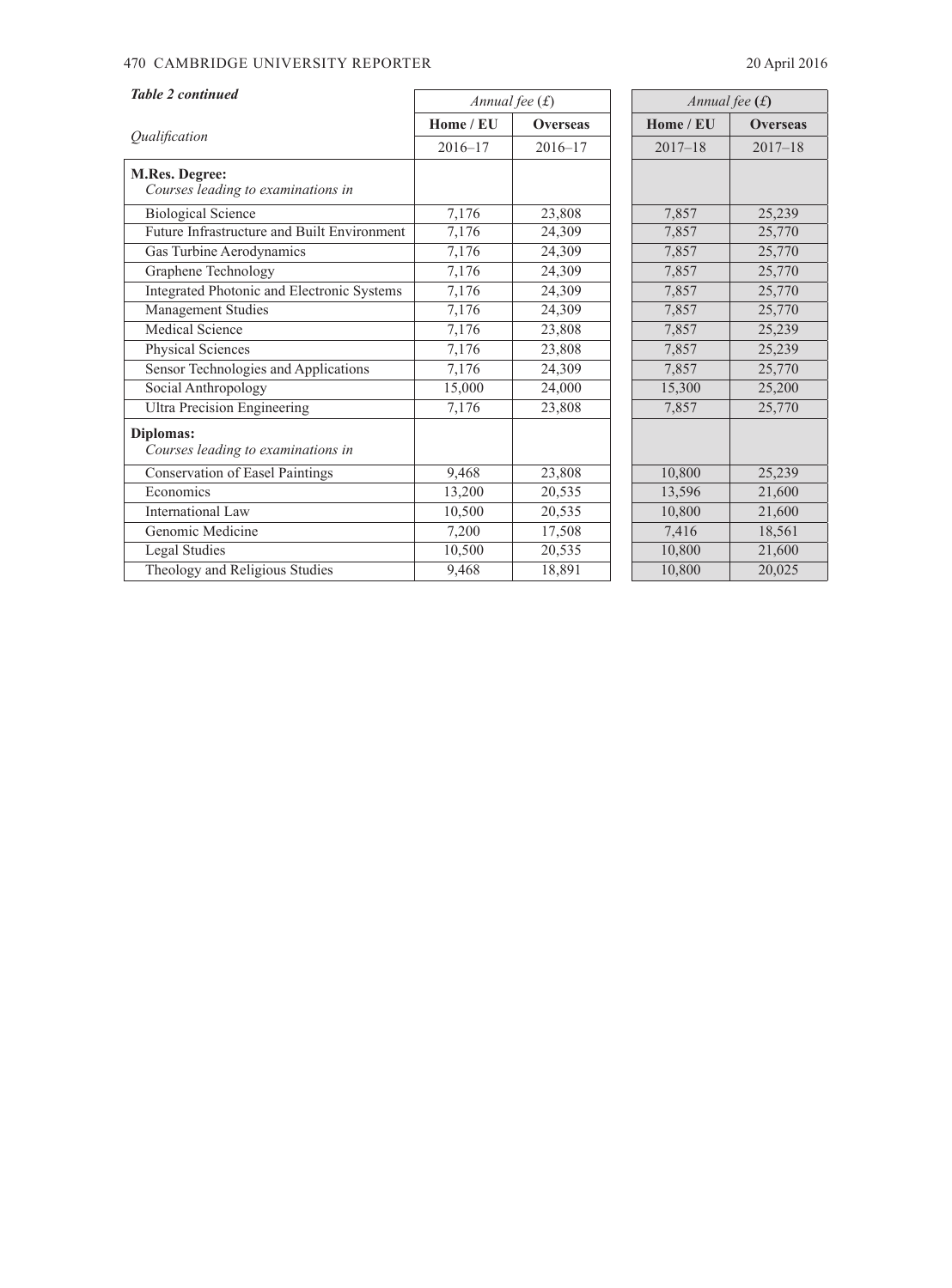*Table 2 continued*

| *Qualification* | *Annual fee (£)* | | *Annual fee (£)* | |
|---|---|---|---|---|
| | **Home / EU** | **Overseas** | **Home / EU** | **Overseas** |
| | 2016–17 | 2016–17 | 2017–18 | 2017–18 |
| **M.Res. Degree:** *Courses leading to examinations in* | | | | |
| Biological Science | 7,176 | 23,808 | 7,857 | 25,239 |
| Future Infrastructure and Built Environment | 7,176 | 24,309 | 7,857 | 25,770 |
| Gas Turbine Aerodynamics | 7,176 | 24,309 | 7,857 | 25,770 |
| Graphene Technology | 7,176 | 24,309 | 7,857 | 25,770 |
| Integrated Photonic and Electronic Systems | 7,176 | 24,309 | 7,857 | 25,770 |
| Management Studies | 7,176 | 24,309 | 7,857 | 25,770 |
| Medical Science | 7,176 | 23,808 | 7,857 | 25,239 |
| Physical Sciences | 7,176 | 23,808 | 7,857 | 25,239 |
| Sensor Technologies and Applications | 7,176 | 24,309 | 7,857 | 25,770 |
| Social Anthropology | 15,000 | 24,000 | 15,300 | 25,200 |
| Ultra Precision Engineering | 7,176 | 23,808 | 7,857 | 25,770 |
| **Diplomas:** *Courses leading to examinations in* | | | | |
| Conservation of Easel Paintings | 9,468 | 23,808 | 10,800 | 25,239 |
| Economics | 13,200 | 20,535 | 13,596 | 21,600 |
| International Law | 10,500 | 20,535 | 10,800 | 21,600 |
| Genomic Medicine | 7,200 | 17,508 | 7,416 | 18,561 |
| Legal Studies | 10,500 | 20,535 | 10,800 | 21,600 |
| Theology and Religious Studies | 9,468 | 18,891 | 10,800 | 20,025 |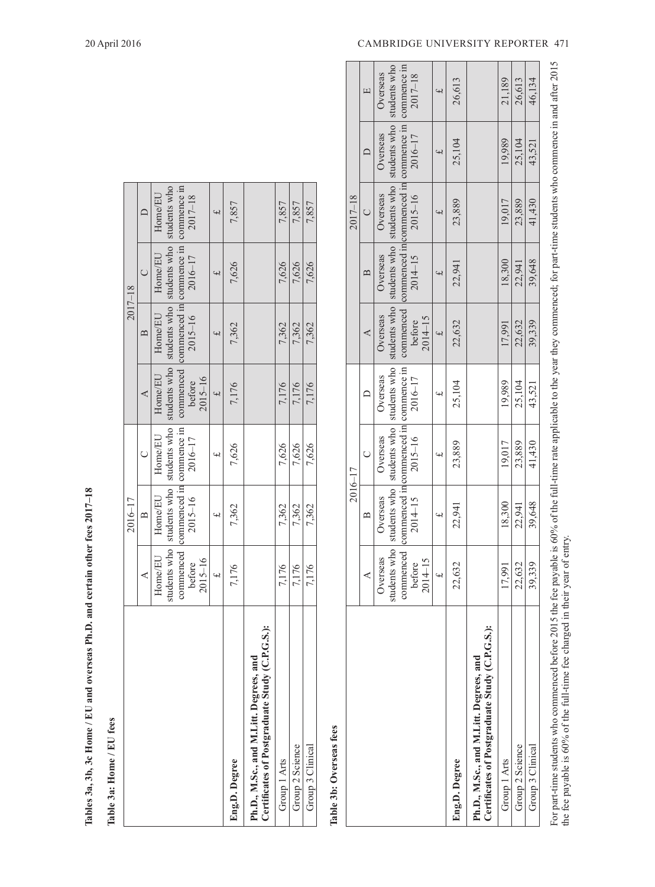**Tables 3a, 3b, 3c Home / EU and overseas Ph.D. and certain other fees 2017–18**

**Table 3a: Home / EU fees**

| | 2016–17 | | | 2017–18 | | | |
|---|---|---|---|---|---|---|---|
| | A | B | C | A | B | C | D |
| | Home/EU students who commenced before 2015–16 | Home/EU students who commenced in 2015–16 | Home/EU students who commence in 2016–17 | Home/EU students who commenced before 2015–16 | Home/EU students who commenced in 2015–16 | Home/EU students who commence in 2016–17 | Home/EU students who commence in 2017–18 |
| | £ | £ | £ | £ | £ | £ | £ |
| **Eng.D. Degree** | 7,176 | 7,362 | 7,626 | 7,176 | 7,362 | 7,626 | 7,857 |
| **Ph.D., M.Sc., and M.Litt. Degrees, and Certificates of Postgraduate Study (C.P.G.S.):** | | | | | | | |
| Group 1 Arts | 7,176 | 7,362 | 7,626 | 7,176 | 7,362 | 7,626 | 7,857 |
| Group 2 Science | 7,176 | 7,362 | 7,626 | 7,176 | 7,362 | 7,626 | 7,857 |
| Group 3 Clinical | 7,176 | 7,362 | 7,626 | 7,176 | 7,362 | 7,626 | 7,857 |

**Table 3b: Overseas fees**

| | 2016–17 | | | | 2017–18 | | | | |
|---|---|---|---|---|---|---|---|---|---|
| | A | B | C | D | A | B | C | D | E |
| | Overseas students who commenced before 2014–15 | Overseas students who commenced in 2014–15 | Overseas students who commenced in 2015–16 | Overseas students who commence in 2016–17 | Overseas students who commenced before 2014–15 | Overseas students who commenced in 2014–15 | Overseas students who commenced in 2015–16 | Overseas students who commence in 2016–17 | Overseas students who commence in 2017–18 |
| | £ | £ | £ | £ | £ | £ | £ | £ | £ |
| **Eng.D. Degree** | 22,632 | 22,941 | 23,889 | 25,104 | 22,632 | 22,941 | 23,889 | 25,104 | 26,613 |
| **Ph.D., M.Sc., and M.Litt. Degrees, and Certificates of Postgraduate Study (C.P.G.S.):** | | | | | | | | | |
| Group 1 Arts | 17,991 | 18,300 | 19,017 | 19,989 | 17,991 | 18,300 | 19,017 | 19,989 | 21,189 |
| Group 2 Science | 22,632 | 22,941 | 23,889 | 25,104 | 22,632 | 22,941 | 23,889 | 25,104 | 26,613 |
| Group 3 Clinical | 39,339 | 39,648 | 41,430 | 43,521 | 39,339 | 39,648 | 41,430 | 43,521 | 46,134 |

For part-time students who commenced before 2015 the fee payable is 60% of the full-time rate applicable to the year they commenced; for part-time students who commence in and after 2015 the fee payable is 60% of the full-time fee charged in their year of entry.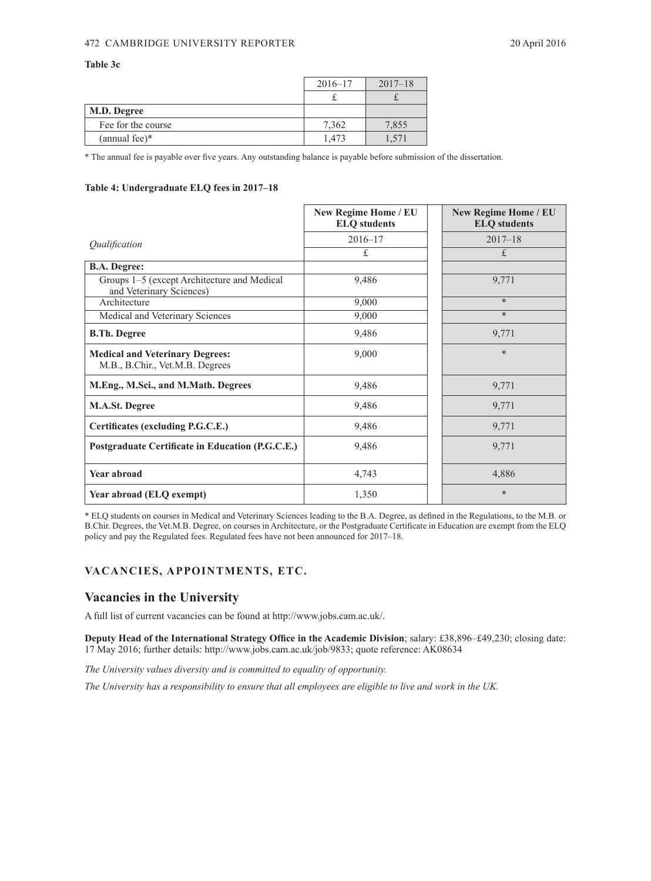**Table 3c**

| | 2016–17 | 2017–18 |
|---|---|---|
| | £ | £ |
| **M.D. Degree** | | |
| Fee for the course | 7,362 | 7,855 |
| (annual fee)* | 1,473 | 1,571 |

* The annual fee is payable over five years. Any outstanding balance is payable before submission of the dissertation.

**Table 4: Undergraduate ELQ fees in 2017–18**

| | **New Regime Home / EU ELQ students** | **New Regime Home / EU ELQ students** |
|---|---|---|
| *Qualification* | 2016–17 | 2017–18 |
| | £ | £ |
| **B.A. Degree:** | | |
| Groups 1–5 (except Architecture and Medical and Veterinary Sciences) | 9,486 | 9,771 |
| Architecture | 9,000 | * |
| Medical and Veterinary Sciences | 9,000 | * |
| **B.Th. Degree** | 9,486 | 9,771 |
| **Medical and Veterinary Degrees:** M.B., B.Chir., Vet.M.B. Degrees | 9,000 | * |
| **M.Eng., M.Sci., and M.Math. Degrees** | 9,486 | 9,771 |
| **M.A.St. Degree** | 9,486 | 9,771 |
| **Certificates (excluding P.G.C.E.)** | 9,486 | 9,771 |
| **Postgraduate Certificate in Education (P.G.C.E.)** | 9,486 | 9,771 |
| **Year abroad** | 4,743 | 4,886 |
| **Year abroad (ELQ exempt)** | 1,350 | * |

* ELQ students on courses in Medical and Veterinary Sciences leading to the B.A. Degree, as defined in the Regulations, to the M.B. or B.Chir. Degrees, the Vet.M.B. Degree, on courses in Architecture, or the Postgraduate Certificate in Education are exempt from the ELQ policy and pay the Regulated fees. Regulated fees have not been announced for 2017–18.

## VACANCIES, APPOINTMENTS, ETC.

## Vacancies in the University

A full list of current vacancies can be found at http://www.jobs.cam.ac.uk/.

**Deputy Head of the International Strategy Office in the Academic Division**; salary: £38,896–£49,230; closing date: 17 May 2016; further details: http://www.jobs.cam.ac.uk/job/9833; quote reference: AK08634

*The University values diversity and is committed to equality of opportunity.*

*The University has a responsibility to ensure that all employees are eligible to live and work in the UK.*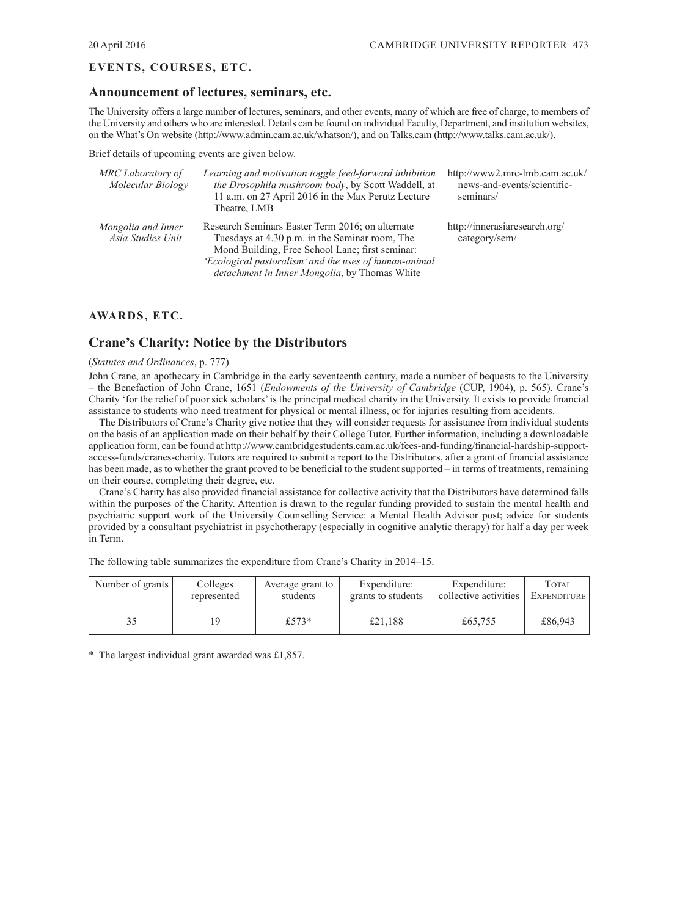## EVENTS, COURSES, ETC.

### Announcement of lectures, seminars, etc.

The University offers a large number of lectures, seminars, and other events, many of which are free of charge, to members of the University and others who are interested. Details can be found on individual Faculty, Department, and institution websites, on the What's On website (http://www.admin.cam.ac.uk/whatson/), and on Talks.cam (http://www.talks.cam.ac.uk/).

Brief details of upcoming events are given below.

| | | |
|---|---|---|
| *MRC Laboratory of Molecular Biology* | *Learning and motivation toggle feed-forward inhibition the Drosophila mushroom body*, by Scott Waddell, at 11 a.m. on 27 April 2016 in the Max Perutz Lecture Theatre, LMB | http://www2.mrc-lmb.cam.ac.uk/news-and-events/scientific-seminars/ |
| *Mongolia and Inner Asia Studies Unit* | Research Seminars Easter Term 2016; on alternate Tuesdays at 4.30 p.m. in the Seminar room, The Mond Building, Free School Lane; first seminar: *'Ecological pastoralism' and the uses of human-animal detachment in Inner Mongolia*, by Thomas White | http://innerasiaresearch.org/category/sem/ |

## AWARDS, ETC.

### Crane's Charity: Notice by the Distributors

(*Statutes and Ordinances*, p. 777)

John Crane, an apothecary in Cambridge in the early seventeenth century, made a number of bequests to the University – the Benefaction of John Crane, 1651 (*Endowments of the University of Cambridge* (CUP, 1904), p. 565). Crane's Charity 'for the relief of poor sick scholars' is the principal medical charity in the University. It exists to provide financial assistance to students who need treatment for physical or mental illness, or for injuries resulting from accidents.

The Distributors of Crane's Charity give notice that they will consider requests for assistance from individual students on the basis of an application made on their behalf by their College Tutor. Further information, including a downloadable application form, can be found at http://www.cambridgestudents.cam.ac.uk/fees-and-funding/financial-hardship-support-access-funds/cranes-charity. Tutors are required to submit a report to the Distributors, after a grant of financial assistance has been made, as to whether the grant proved to be beneficial to the student supported – in terms of treatments, remaining on their course, completing their degree, etc.

Crane's Charity has also provided financial assistance for collective activity that the Distributors have determined falls within the purposes of the Charity. Attention is drawn to the regular funding provided to sustain the mental health and psychiatric support work of the University Counselling Service: a Mental Health Advisor post; advice for students provided by a consultant psychiatrist in psychotherapy (especially in cognitive analytic therapy) for half a day per week in Term.

The following table summarizes the expenditure from Crane's Charity in 2014–15.

| Number of grants | Colleges represented | Average grant to students | Expenditure: grants to students | Expenditure: collective activities | TOTAL EXPENDITURE |
|---|---|---|---|---|---|
| 35 | 19 | £573* | £21,188 | £65,755 | £86,943 |

\* The largest individual grant awarded was £1,857.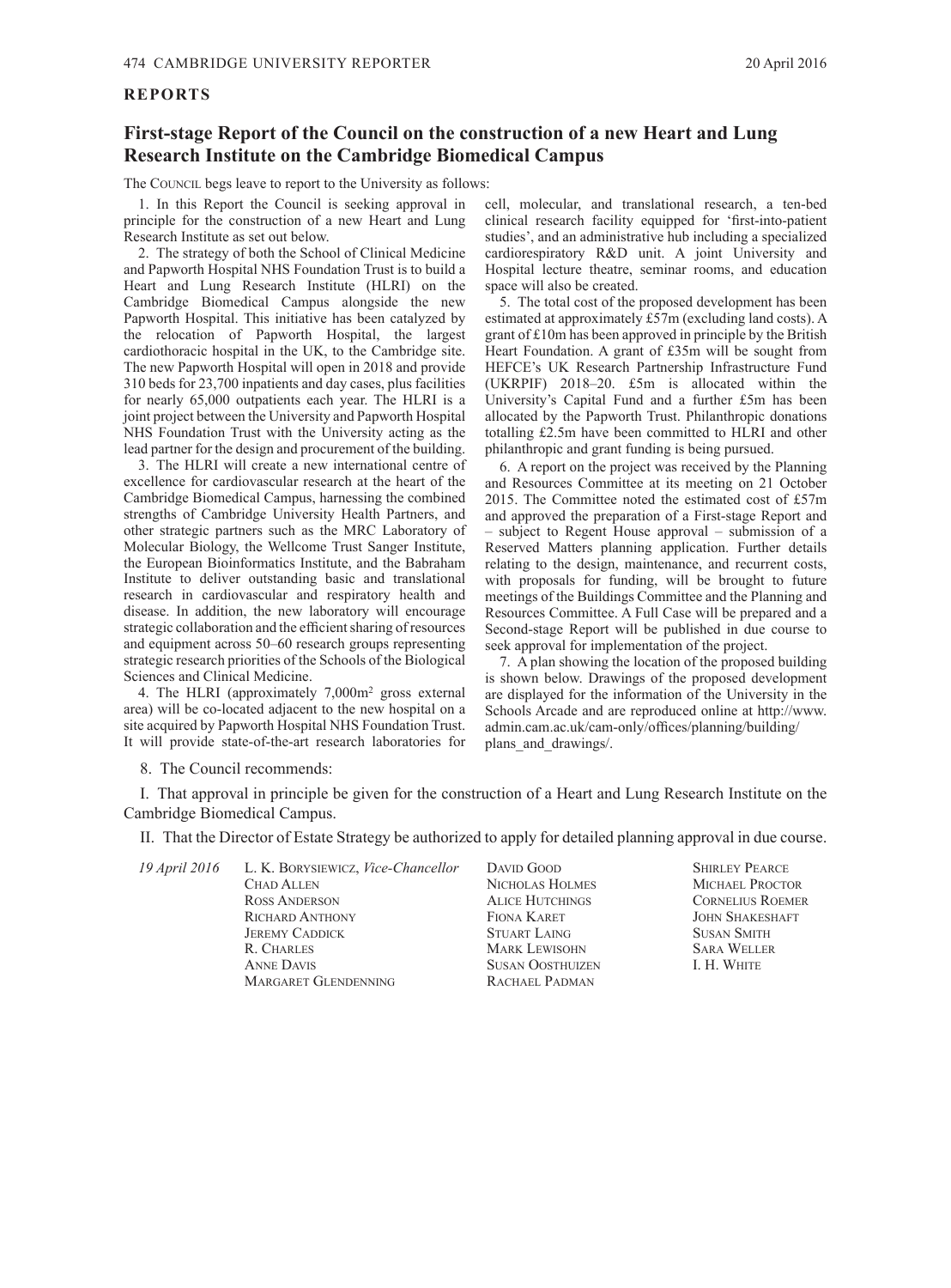## REPORTS

# First-stage Report of the Council on the construction of a new Heart and Lung Research Institute on the Cambridge Biomedical Campus

The COUNCIL begs leave to report to the University as follows:

1. In this Report the Council is seeking approval in principle for the construction of a new Heart and Lung Research Institute as set out below.

2. The strategy of both the School of Clinical Medicine and Papworth Hospital NHS Foundation Trust is to build a Heart and Lung Research Institute (HLRI) on the Cambridge Biomedical Campus alongside the new Papworth Hospital. This initiative has been catalyzed by the relocation of Papworth Hospital, the largest cardiothoracic hospital in the UK, to the Cambridge site. The new Papworth Hospital will open in 2018 and provide 310 beds for 23,700 inpatients and day cases, plus facilities for nearly 65,000 outpatients each year. The HLRI is a joint project between the University and Papworth Hospital NHS Foundation Trust with the University acting as the lead partner for the design and procurement of the building.

3. The HLRI will create a new international centre of excellence for cardiovascular research at the heart of the Cambridge Biomedical Campus, harnessing the combined strengths of Cambridge University Health Partners, and other strategic partners such as the MRC Laboratory of Molecular Biology, the Wellcome Trust Sanger Institute, the European Bioinformatics Institute, and the Babraham Institute to deliver outstanding basic and translational research in cardiovascular and respiratory health and disease. In addition, the new laboratory will encourage strategic collaboration and the efficient sharing of resources and equipment across 50–60 research groups representing strategic research priorities of the Schools of the Biological Sciences and Clinical Medicine.

4. The HLRI (approximately 7,000m$^2$ gross external area) will be co-located adjacent to the new hospital on a site acquired by Papworth Hospital NHS Foundation Trust. It will provide state-of-the-art research laboratories for cell, molecular, and translational research, a ten-bed clinical research facility equipped for 'first-into-patient studies', and an administrative hub including a specialized cardiorespiratory R&D unit. A joint University and Hospital lecture theatre, seminar rooms, and education space will also be created.

5. The total cost of the proposed development has been estimated at approximately £57m (excluding land costs). A grant of £10m has been approved in principle by the British Heart Foundation. A grant of £35m will be sought from HEFCE's UK Research Partnership Infrastructure Fund (UKRPIF) 2018–20. £5m is allocated within the University's Capital Fund and a further £5m has been allocated by the Papworth Trust. Philanthropic donations totalling £2.5m have been committed to HLRI and other philanthropic and grant funding is being pursued.

6. A report on the project was received by the Planning and Resources Committee at its meeting on 21 October 2015. The Committee noted the estimated cost of £57m and approved the preparation of a First-stage Report and – subject to Regent House approval – submission of a Reserved Matters planning application. Further details relating to the design, maintenance, and recurrent costs, with proposals for funding, will be brought to future meetings of the Buildings Committee and the Planning and Resources Committee. A Full Case will be prepared and a Second-stage Report will be published in due course to seek approval for implementation of the project.

7. A plan showing the location of the proposed building is shown below. Drawings of the proposed development are displayed for the information of the University in the Schools Arcade and are reproduced online at http://www.admin.cam.ac.uk/cam-only/offices/planning/building/plans_and_drawings/.

8. The Council recommends:

I. That approval in principle be given for the construction of a Heart and Lung Research Institute on the Cambridge Biomedical Campus.

II. That the Director of Estate Strategy be authorized to apply for detailed planning approval in due course.

*19 April 2016*

L. K. BORYSIEWICZ, *Vice-Chancellor*
CHAD ALLEN
ROSS ANDERSON
RICHARD ANTHONY
JEREMY CADDICK
R. CHARLES
ANNE DAVIS
MARGARET GLENDENNING
DAVID GOOD
NICHOLAS HOLMES
ALICE HUTCHINGS
FIONA KARET
STUART LAING
MARK LEWISOHN
SUSAN OOSTHUIZEN
RACHAEL PADMAN
SHIRLEY PEARCE
MICHAEL PROCTOR
CORNELIUS ROEMER
JOHN SHAKESHAFT
SUSAN SMITH
SARA WELLER
I. H. WHITE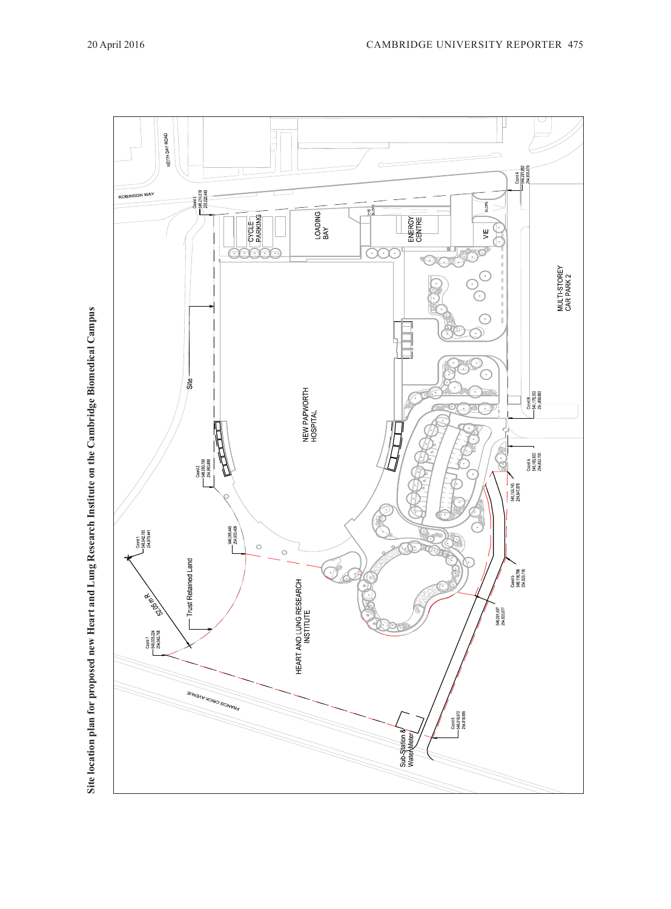**Site location plan for proposed new Heart and Lung Research Institute on the Cambridge Biomedical Campus**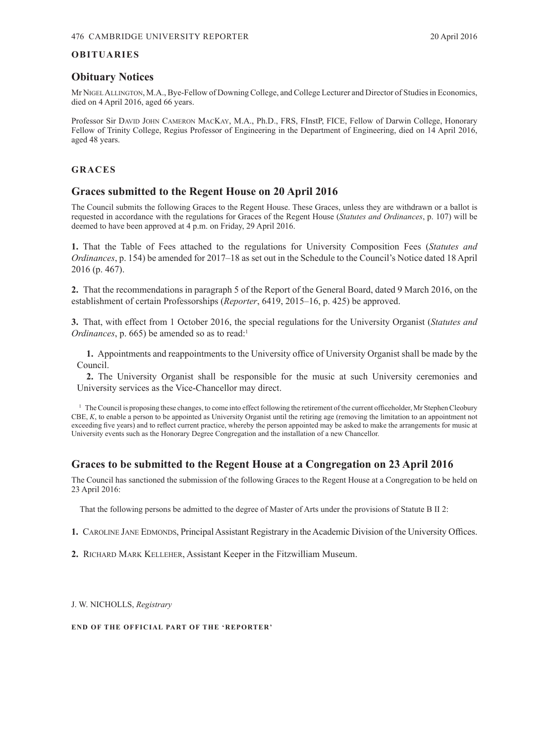## OBITUARIES

## Obituary Notices

Mr Nigel Allington, M.A., Bye-Fellow of Downing College, and College Lecturer and Director of Studies in Economics, died on 4 April 2016, aged 66 years.

Professor Sir David John Cameron MacKay, M.A., Ph.D., FRS, FInstP, FICE, Fellow of Darwin College, Honorary Fellow of Trinity College, Regius Professor of Engineering in the Department of Engineering, died on 14 April 2016, aged 48 years.

## GRACES

## Graces submitted to the Regent House on 20 April 2016

The Council submits the following Graces to the Regent House. These Graces, unless they are withdrawn or a ballot is requested in accordance with the regulations for Graces of the Regent House (*Statutes and Ordinances*, p. 107) will be deemed to have been approved at 4 p.m. on Friday, 29 April 2016.

**1.** That the Table of Fees attached to the regulations for University Composition Fees (*Statutes and Ordinances*, p. 154) be amended for 2017–18 as set out in the Schedule to the Council's Notice dated 18 April 2016 (p. 467).

**2.** That the recommendations in paragraph 5 of the Report of the General Board, dated 9 March 2016, on the establishment of certain Professorships (*Reporter*, 6419, 2015–16, p. 425) be approved.

**3.** That, with effect from 1 October 2016, the special regulations for the University Organist (*Statutes and Ordinances*, p. 665) be amended so as to read:[1]

> **1.** Appointments and reappointments to the University office of University Organist shall be made by the Council.
>
> **2.** The University Organist shall be responsible for the music at such University ceremonies and University services as the Vice-Chancellor may direct.

[1] The Council is proposing these changes, to come into effect following the retirement of the current officeholder, Mr Stephen Cleobury CBE, *K*, to enable a person to be appointed as University Organist until the retiring age (removing the limitation to an appointment not exceeding five years) and to reflect current practice, whereby the person appointed may be asked to make the arrangements for music at University events such as the Honorary Degree Congregation and the installation of a new Chancellor.

## Graces to be submitted to the Regent House at a Congregation on 23 April 2016

The Council has sanctioned the submission of the following Graces to the Regent House at a Congregation to be held on 23 April 2016:

That the following persons be admitted to the degree of Master of Arts under the provisions of Statute B II 2:

**1.** Caroline Jane Edmonds, Principal Assistant Registrary in the Academic Division of the University Offices.

**2.** Richard Mark Kelleher, Assistant Keeper in the Fitzwilliam Museum.

J. W. NICHOLLS, *Registrary*

**END OF THE OFFICIAL PART OF THE 'REPORTER'**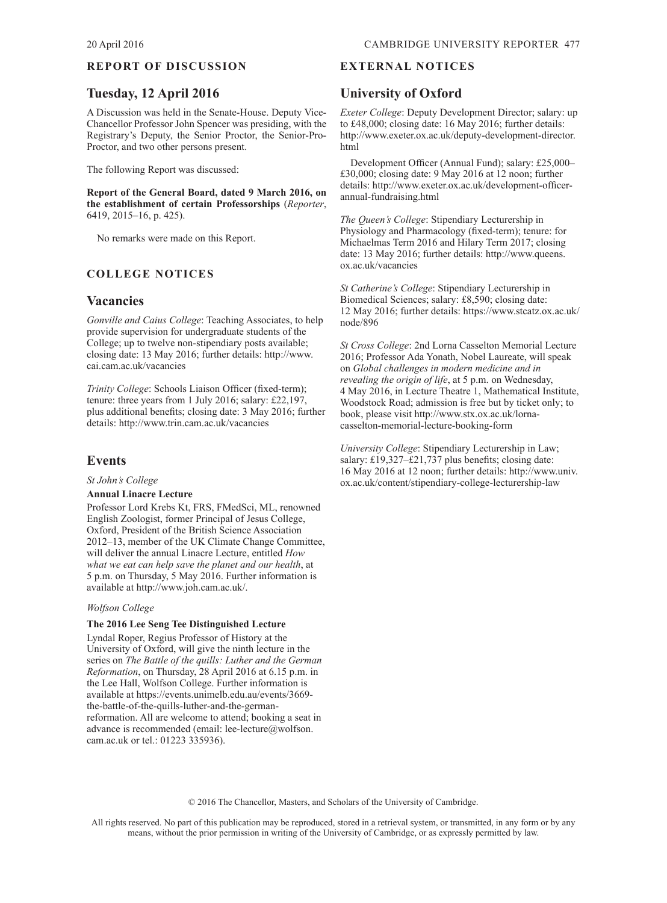## REPORT OF DISCUSSION

### Tuesday, 12 April 2016

A Discussion was held in the Senate-House. Deputy Vice-Chancellor Professor John Spencer was presiding, with the Registrary's Deputy, the Senior Proctor, the Senior-Pro-Proctor, and two other persons present.

The following Report was discussed:

**Report of the General Board, dated 9 March 2016, on the establishment of certain Professorships** (*Reporter*, 6419, 2015–16, p. 425).

No remarks were made on this Report.

## COLLEGE NOTICES

### Vacancies

*Gonville and Caius College*: Teaching Associates, to help provide supervision for undergraduate students of the College; up to twelve non-stipendiary posts available; closing date: 13 May 2016; further details: http://www.cai.cam.ac.uk/vacancies

*Trinity College*: Schools Liaison Officer (fixed-term); tenure: three years from 1 July 2016; salary: £22,197, plus additional benefits; closing date: 3 May 2016; further details: http://www.trin.cam.ac.uk/vacancies

### Events

*St John's College*

**Annual Linacre Lecture**

Professor Lord Krebs Kt, FRS, FMedSci, ML, renowned English Zoologist, former Principal of Jesus College, Oxford, President of the British Science Association 2012–13, member of the UK Climate Change Committee, will deliver the annual Linacre Lecture, entitled *How what we eat can help save the planet and our health*, at 5 p.m. on Thursday, 5 May 2016. Further information is available at http://www.joh.cam.ac.uk/.

*Wolfson College*

**The 2016 Lee Seng Tee Distinguished Lecture**

Lyndal Roper, Regius Professor of History at the University of Oxford, will give the ninth lecture in the series on *The Battle of the quills: Luther and the German Reformation*, on Thursday, 28 April 2016 at 6.15 p.m. in the Lee Hall, Wolfson College. Further information is available at https://events.unimelb.edu.au/events/3669-the-battle-of-the-quills-luther-and-the-german-reformation. All are welcome to attend; booking a seat in advance is recommended (email: lee-lecture@wolfson.cam.ac.uk or tel.: 01223 335936).

## EXTERNAL NOTICES

### University of Oxford

*Exeter College*: Deputy Development Director; salary: up to £48,000; closing date: 16 May 2016; further details: http://www.exeter.ox.ac.uk/deputy-development-director.html

Development Officer (Annual Fund); salary: £25,000–£30,000; closing date: 9 May 2016 at 12 noon; further details: http://www.exeter.ox.ac.uk/development-officer-annual-fundraising.html

*The Queen's College*: Stipendiary Lecturership in Physiology and Pharmacology (fixed-term); tenure: for Michaelmas Term 2016 and Hilary Term 2017; closing date: 13 May 2016; further details: http://www.queens.ox.ac.uk/vacancies

*St Catherine's College*: Stipendiary Lecturership in Biomedical Sciences; salary: £8,590; closing date: 12 May 2016; further details: https://www.stcatz.ox.ac.uk/node/896

*St Cross College*: 2nd Lorna Casselton Memorial Lecture 2016; Professor Ada Yonath, Nobel Laureate, will speak on *Global challenges in modern medicine and in revealing the origin of life*, at 5 p.m. on Wednesday, 4 May 2016, in Lecture Theatre 1, Mathematical Institute, Woodstock Road; admission is free but by ticket only; to book, please visit http://www.stx.ox.ac.uk/lorna-casselton-memorial-lecture-booking-form

*University College*: Stipendiary Lecturership in Law; salary: £19,327–£21,737 plus benefits; closing date: 16 May 2016 at 12 noon; further details: http://www.univ.ox.ac.uk/content/stipendiary-college-lecturership-law

© 2016 The Chancellor, Masters, and Scholars of the University of Cambridge.

All rights reserved. No part of this publication may be reproduced, stored in a retrieval system, or transmitted, in any form or by any means, without the prior permission in writing of the University of Cambridge, or as expressly permitted by law.